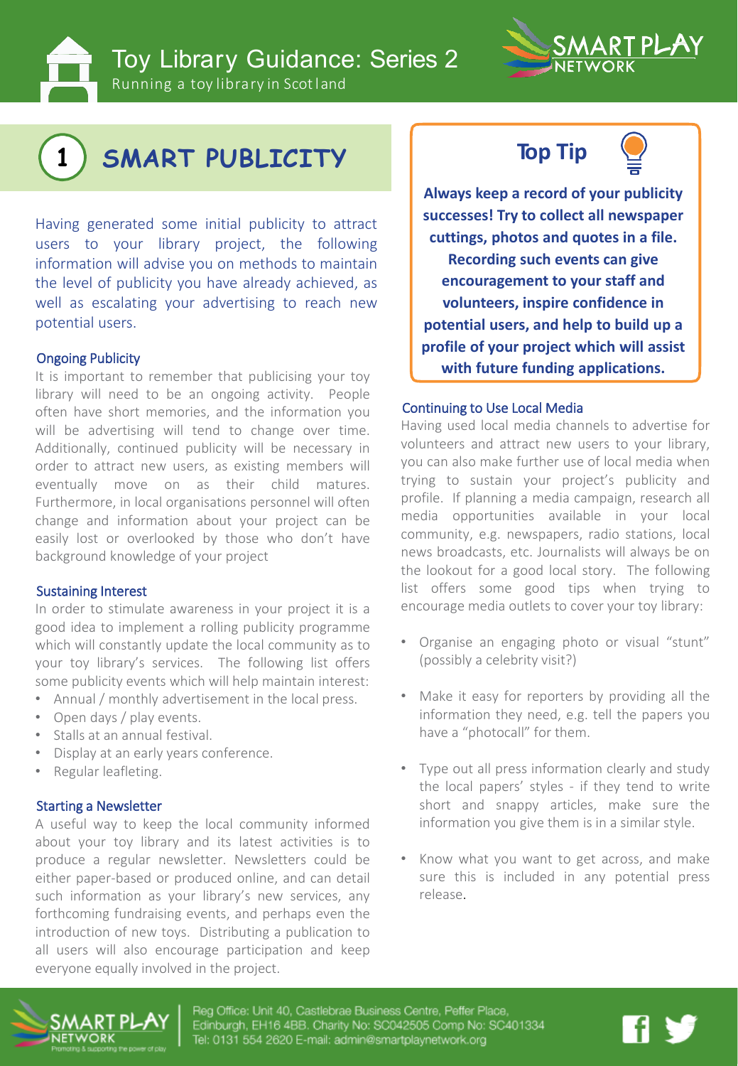# Toy Library Guidance: Series 2

Running a toy library in Scotland

## 1 SMART PUBLICITY

Having generated some initial publicity to attract users to your library project, the following information will advise you on methods to maintain the level of publicity you have already achieved, as well as escalating your advertising to reach new potential users.

### Ongoing Publicity

It is important to remember that publicising your toy library will need to be an ongoing activity. People often have short memories, and the information you will be advertising will tend to change over time. Additionally, continued publicity will be necessary in order to attract new users, as existing members will eventually move on as their child matures. Furthermore, in local organisations personnel will often change and information about your project can be easily lost or overlooked by those who don't have background knowledge of your project

### Sustaining Interest

In order to stimulate awareness in your project it is a good idea to implement a rolling publicity programme which will constantly update the local community as to your toy library's services. The following list offers some publicity events which will help maintain interest:

- Annual / monthly advertisement in the local press.
- Open days / play events.
- Stalls at an annual festival.
- Display at an early years conference.
- Regular leafleting.

### Starting a Newsletter

A useful way to keep the local community informed about your toy library and its latest activities is to produce a regular newsletter. Newsletters could be either paper-based or produced online, and can detail such information as your library's new services, any forthcoming fundraising events, and perhaps even the introduction of new toys. Distributing a publication to all users will also encourage participation and keep everyone equally involved in the project.

> **Top Tip**
>
> **Always keep a record of your publicity successes! Try to collect all newspaper cuttings, photos and quotes in a file. Recording such events can give encouragement to your staff and volunteers, inspire confidence in potential users, and help to build up a profile of your project which will assist with future funding applications.**

### Continuing to Use Local Media

Having used local media channels to advertise for volunteers and attract new users to your library, you can also make further use of local media when trying to sustain your project's publicity and profile. If planning a media campaign, research all media opportunities available in your local community, e.g. newspapers, radio stations, local news broadcasts, etc. Journalists will always be on the lookout for a good local story. The following list offers some good tips when trying to encourage media outlets to cover your toy library:

- Organise an engaging photo or visual "stunt" (possibly a celebrity visit?)
- Make it easy for reporters by providing all the information they need, e.g. tell the papers you have a "photocall" for them.
- Type out all press information clearly and study the local papers' styles - if they tend to write short and snappy articles, make sure the information you give them is in a similar style.
- Know what you want to get across, and make sure this is included in any potential press release.

Reg Office: Unit 40, Castlebrae Business Centre, Peffer Place, Edinburgh, EH16 4BB. Charity No: SC042505 Comp No: SC401334
Tel: 0131 554 2620 E-mail: admin@smartplaynetwork.org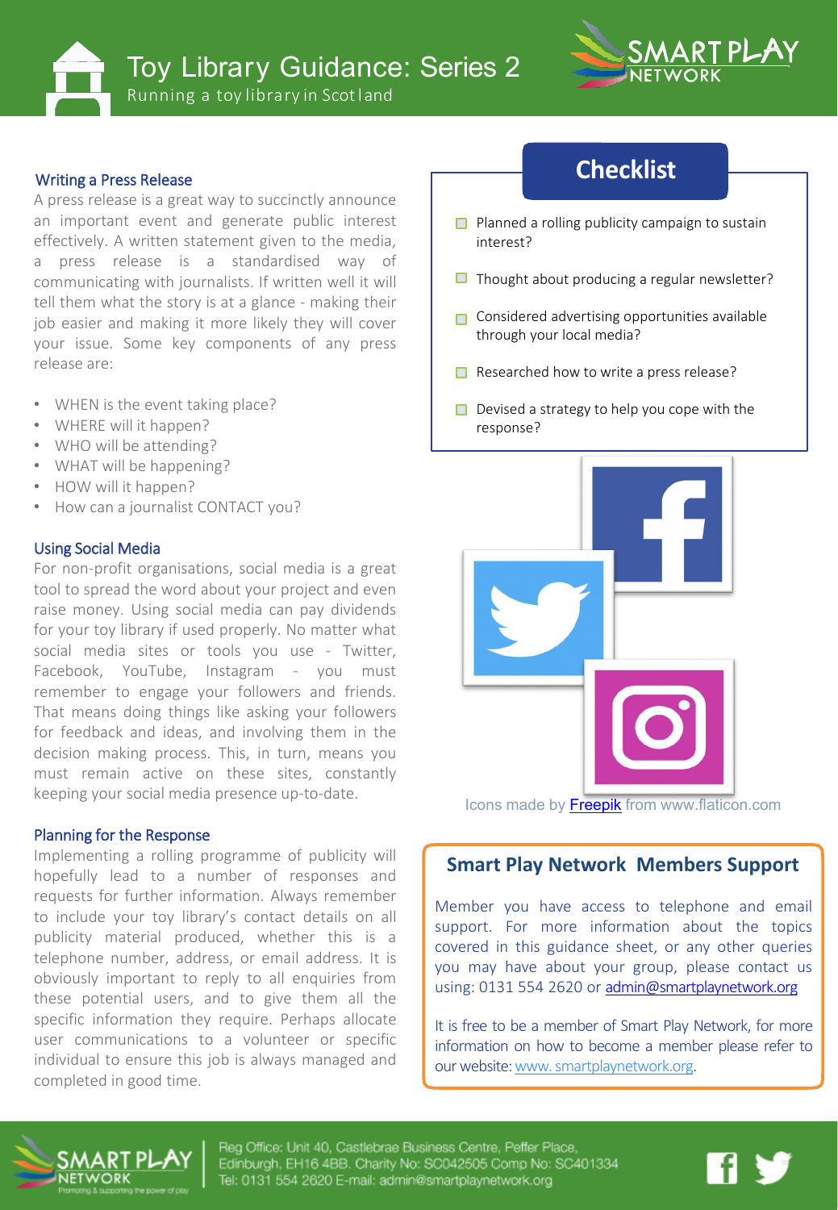## Writing a Press Release

A press release is a great way to succinctly announce an important event and generate public interest effectively. A written statement given to the media, a press release is a standardised way of communicating with journalists. If written well it will tell them what the story is at a glance - making their job easier and making it more likely they will cover your issue. Some key components of any press release are:

- WHEN is the event taking place?
- WHERE will it happen?
- WHO will be attending?
- WHAT will be happening?
- HOW will it happen?
- How can a journalist CONTACT you?

## Using Social Media

For non-profit organisations, social media is a great tool to spread the word about your project and even raise money. Using social media can pay dividends for your toy library if used properly. No matter what social media sites or tools you use - Twitter, Facebook, YouTube, Instagram - you must remember to engage your followers and friends. That means doing things like asking your followers for feedback and ideas, and involving them in the decision making process. This, in turn, means you must remain active on these sites, constantly keeping your social media presence up-to-date.

## Planning for the Response

Implementing a rolling programme of publicity will hopefully lead to a number of responses and requests for further information. Always remember to include your toy library's contact details on all publicity material produced, whether this is a telephone number, address, or email address. It is obviously important to reply to all enquiries from these potential users, and to give them all the specific information they require. Perhaps allocate user communications to a volunteer or specific individual to ensure this job is always managed and completed in good time.

## Checklist

- ☐ Planned a rolling publicity campaign to sustain interest?
- ☐ Thought about producing a regular newsletter?
- ☐ Considered advertising opportunities available through your local media?
- ☐ Researched how to write a press release?
- ☐ Devised a strategy to help you cope with the response?

Icons made by Freepik from www.flaticon.com

## Smart Play Network Members Support

Member you have access to telephone and email support. For more information about the topics covered in this guidance sheet, or any other queries you may have about your group, please contact us using: 0131 554 2620 or admin@smartplaynetwork.org

It is free to be a member of Smart Play Network, for more information on how to become a member please refer to our website: www. smartplaynetwork.org.

Reg Office: Unit 40, Castlebrae Business Centre, Peffer Place, Edinburgh, EH16 4BB. Charity No: SC042505 Comp No: SC401334
Tel: 0131 554 2620 E-mail: admin@smartplaynetwork.org